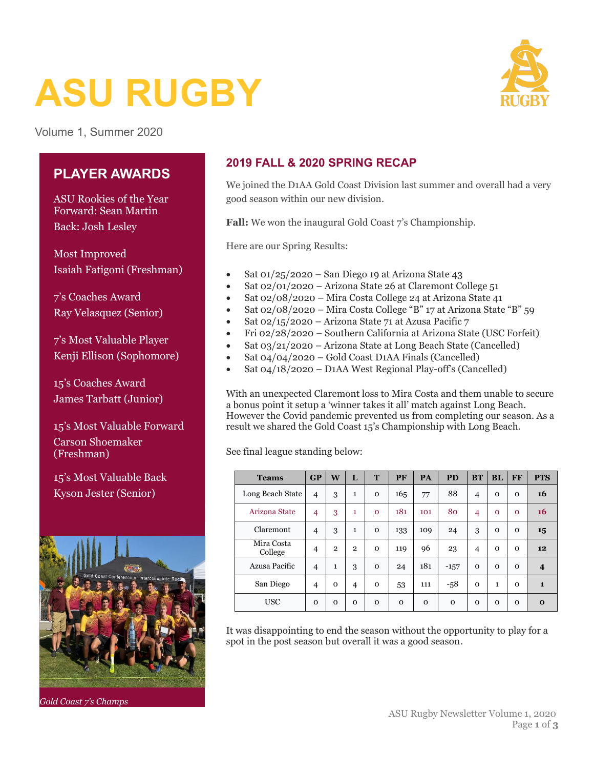# ASU RUGBY

Volume 1, Summer 2020

## PLAYER AWARDS

ASU Rookies of the Year
Forward: Sean Martin
Back: Josh Lesley

Most Improved
Isaiah Fatigoni (Freshman)

7's Coaches Award
Ray Velasquez (Senior)

7's Most Valuable Player
Kenji Ellison (Sophomore)

15's Coaches Award
James Tarbatt (Junior)

15's Most Valuable Forward
Carson Shoemaker (Freshman)

15's Most Valuable Back
Kyson Jester (Senior)

*Gold Coast 7's Champs*

## 2019 FALL & 2020 SPRING RECAP

We joined the D1AA Gold Coast Division last summer and overall had a very good season within our new division.

**Fall:** We won the inaugural Gold Coast 7's Championship.

Here are our Spring Results:

- Sat 01/25/2020 – San Diego 19 at Arizona State 43
- Sat 02/01/2020 – Arizona State 26 at Claremont College 51
- Sat 02/08/2020 – Mira Costa College 24 at Arizona State 41
- Sat 02/08/2020 – Mira Costa College "B" 17 at Arizona State "B" 59
- Sat 02/15/2020 – Arizona State 71 at Azusa Pacific 7
- Fri 02/28/2020 – Southern California at Arizona State (USC Forfeit)
- Sat 03/21/2020 – Arizona State at Long Beach State (Cancelled)
- Sat 04/04/2020 – Gold Coast D1AA Finals (Cancelled)
- Sat 04/18/2020 – D1AA West Regional Play-off's (Cancelled)

With an unexpected Claremont loss to Mira Costa and them unable to secure a bonus point it setup a 'winner takes it all' match against Long Beach. However the Covid pandemic prevented us from completing our season. As a result we shared the Gold Coast 15's Championship with Long Beach.

See final league standing below:

| Teams | GP | W | L | T | PF | PA | PD | BT | BL | FF | PTS |
|---|---|---|---|---|---|---|---|---|---|---|---|
| Long Beach State | 4 | 3 | 1 | 0 | 165 | 77 | 88 | 4 | 0 | 0 | **16** |
| Arizona State | 4 | 3 | 1 | 0 | 181 | 101 | 80 | 4 | 0 | 0 | **16** |
| Claremont | 4 | 3 | 1 | 0 | 133 | 109 | 24 | 3 | 0 | 0 | **15** |
| Mira Costa College | 4 | 2 | 2 | 0 | 119 | 96 | 23 | 4 | 0 | 0 | **12** |
| Azusa Pacific | 4 | 1 | 3 | 0 | 24 | 181 | -157 | 0 | 0 | 0 | **4** |
| San Diego | 4 | 0 | 4 | 0 | 53 | 111 | -58 | 0 | 1 | 0 | **1** |
| USC | 0 | 0 | 0 | 0 | 0 | 0 | 0 | 0 | 0 | 0 | **0** |

It was disappointing to end the season without the opportunity to play for a spot in the post season but overall it was a good season.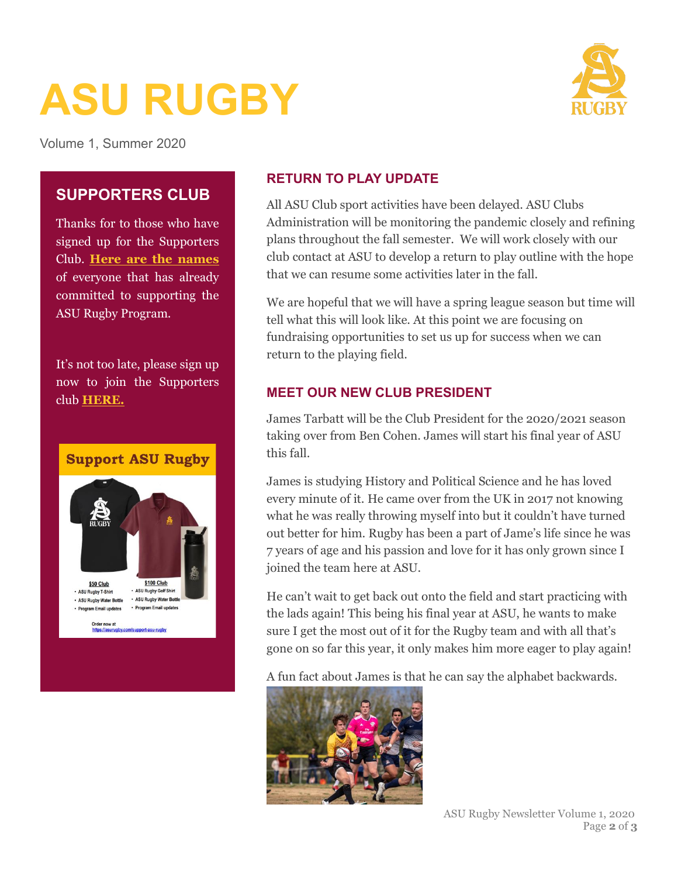# ASU RUGBY

Volume 1, Summer 2020

## SUPPORTERS CLUB

Thanks for to those who have signed up for the Supporters Club. **Here are the names** of everyone that has already committed to supporting the ASU Rugby Program.

It's not too late, please sign up now to join the Supporters club **HERE.**

**Support ASU Rugby**

**$50 Club**

- ASU Rugby T-Shirt
- ASU Rugby Water Bottle
- Program Email updates

**$100 Club**

- ASU Rugby Golf Shirt
- ASU Rugby Water Bottle
- Program Email updates

Order now at https://asurugby.com/support-asu-rugby

## RETURN TO PLAY UPDATE

All ASU Club sport activities have been delayed. ASU Clubs Administration will be monitoring the pandemic closely and refining plans throughout the fall semester. We will work closely with our club contact at ASU to develop a return to play outline with the hope that we can resume some activities later in the fall.

We are hopeful that we will have a spring league season but time will tell what this will look like. At this point we are focusing on fundraising opportunities to set us up for success when we can return to the playing field.

## MEET OUR NEW CLUB PRESIDENT

James Tarbatt will be the Club President for the 2020/2021 season taking over from Ben Cohen. James will start his final year of ASU this fall.

James is studying History and Political Science and he has loved every minute of it. He came over from the UK in 2017 not knowing what he was really throwing myself into but it couldn't have turned out better for him. Rugby has been a part of Jame's life since he was 7 years of age and his passion and love for it has only grown since I joined the team here at ASU.

He can't wait to get back out onto the field and start practicing with the lads again! This being his final year at ASU, he wants to make sure I get the most out of it for the Rugby team and with all that's gone on so far this year, it only makes him more eager to play again!

A fun fact about James is that he can say the alphabet backwards.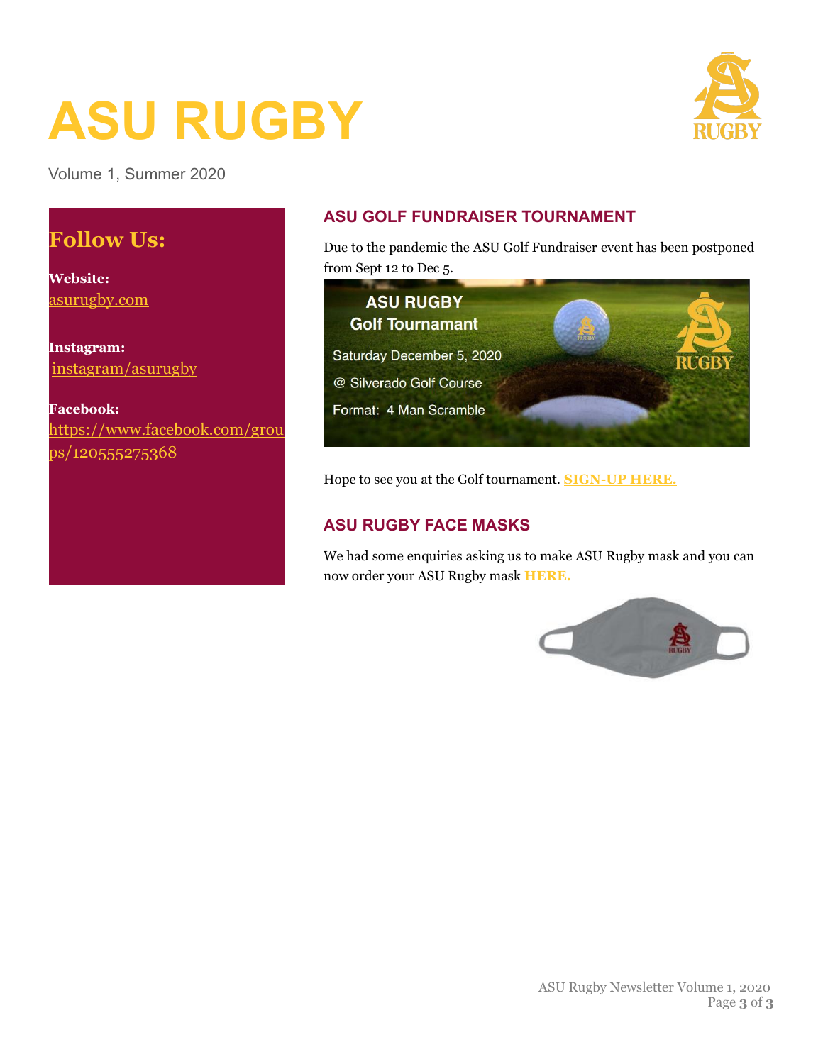# ASU RUGBY

Volume 1, Summer 2020

## Follow Us:

**Website:**
asurugby.com

**Instagram:**
instagram/asurugby

**Facebook:**
https://www.facebook.com/groups/120555275368

### ASU GOLF FUNDRAISER TOURNAMENT

Due to the pandemic the ASU Golf Fundraiser event has been postponed from Sept 12 to Dec 5.

ASU RUGBY
Golf Tournamant
Saturday December 5, 2020
@ Silverado Golf Course
Format: 4 Man Scramble

Hope to see you at the Golf tournament. **SIGN-UP HERE.**

### ASU RUGBY FACE MASKS

We had some enquiries asking us to make ASU Rugby mask and you can now order your ASU Rugby mask **HERE.**